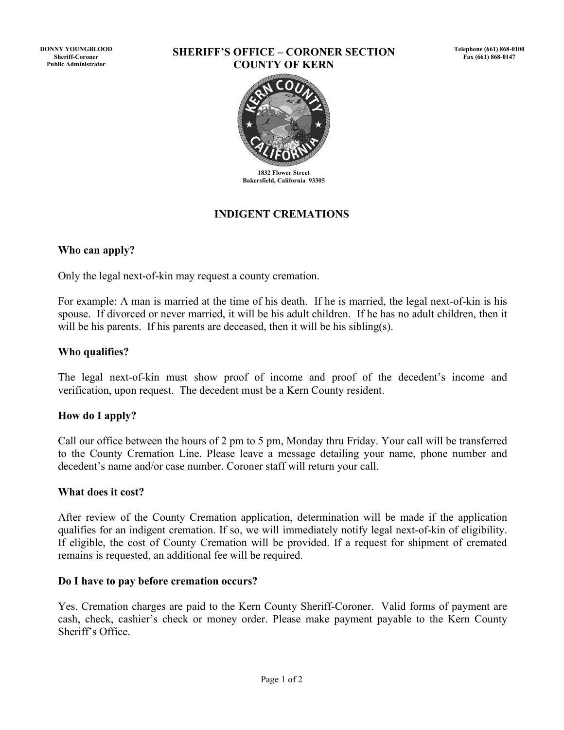DONNY YOUNGBLOOD
Sheriff-Coroner
Public Administrator

# SHERIFF'S OFFICE – CORONER SECTION
# COUNTY OF KERN

Telephone (661) 868-0100
Fax (661) 868-0147

1832 Flower Street
Bakersfield, California 93305

## INDIGENT CREMATIONS

### Who can apply?

Only the legal next-of-kin may request a county cremation.

For example: A man is married at the time of his death. If he is married, the legal next-of-kin is his spouse. If divorced or never married, it will be his adult children. If he has no adult children, then it will be his parents. If his parents are deceased, then it will be his sibling(s).

### Who qualifies?

The legal next-of-kin must show proof of income and proof of the decedent's income and verification, upon request. The decedent must be a Kern County resident.

### How do I apply?

Call our office between the hours of 2 pm to 5 pm, Monday thru Friday. Your call will be transferred to the County Cremation Line. Please leave a message detailing your name, phone number and decedent's name and/or case number. Coroner staff will return your call.

### What does it cost?

After review of the County Cremation application, determination will be made if the application qualifies for an indigent cremation. If so, we will immediately notify legal next-of-kin of eligibility. If eligible, the cost of County Cremation will be provided. If a request for shipment of cremated remains is requested, an additional fee will be required.

### Do I have to pay before cremation occurs?

Yes. Cremation charges are paid to the Kern County Sheriff-Coroner. Valid forms of payment are cash, check, cashier's check or money order. Please make payment payable to the Kern County Sheriff's Office.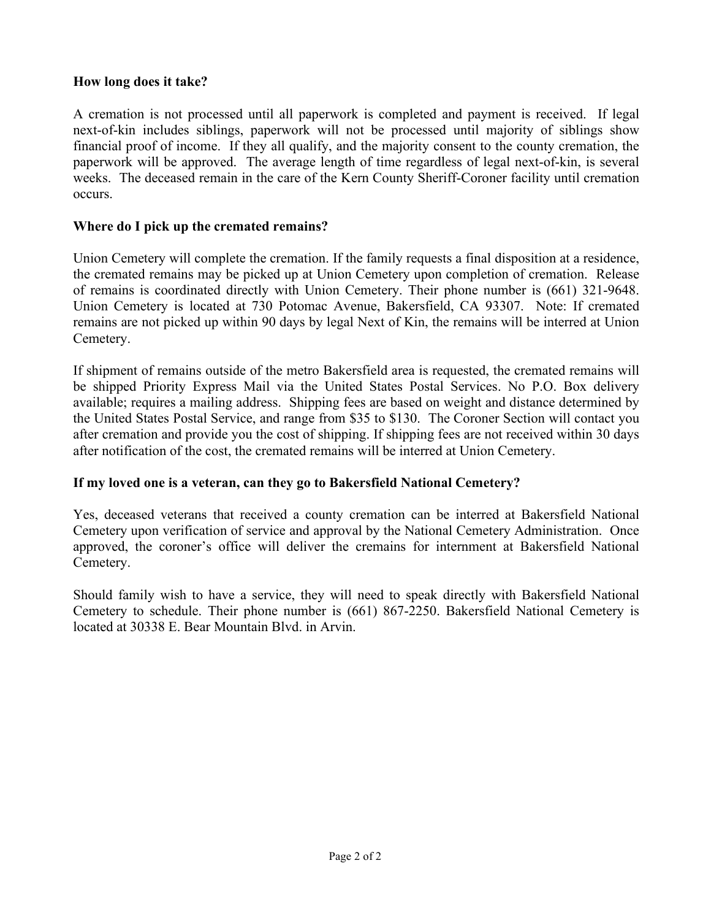**How long does it take?**

A cremation is not processed until all paperwork is completed and payment is received. If legal next-of-kin includes siblings, paperwork will not be processed until majority of siblings show financial proof of income. If they all qualify, and the majority consent to the county cremation, the paperwork will be approved. The average length of time regardless of legal next-of-kin, is several weeks. The deceased remain in the care of the Kern County Sheriff-Coroner facility until cremation occurs.

**Where do I pick up the cremated remains?**

Union Cemetery will complete the cremation. If the family requests a final disposition at a residence, the cremated remains may be picked up at Union Cemetery upon completion of cremation. Release of remains is coordinated directly with Union Cemetery. Their phone number is (661) 321-9648. Union Cemetery is located at 730 Potomac Avenue, Bakersfield, CA 93307. Note: If cremated remains are not picked up within 90 days by legal Next of Kin, the remains will be interred at Union Cemetery.

If shipment of remains outside of the metro Bakersfield area is requested, the cremated remains will be shipped Priority Express Mail via the United States Postal Services. No P.O. Box delivery available; requires a mailing address. Shipping fees are based on weight and distance determined by the United States Postal Service, and range from $35 to $130. The Coroner Section will contact you after cremation and provide you the cost of shipping. If shipping fees are not received within 30 days after notification of the cost, the cremated remains will be interred at Union Cemetery.

**If my loved one is a veteran, can they go to Bakersfield National Cemetery?**

Yes, deceased veterans that received a county cremation can be interred at Bakersfield National Cemetery upon verification of service and approval by the National Cemetery Administration. Once approved, the coroner's office will deliver the cremains for internment at Bakersfield National Cemetery.

Should family wish to have a service, they will need to speak directly with Bakersfield National Cemetery to schedule. Their phone number is (661) 867-2250. Bakersfield National Cemetery is located at 30338 E. Bear Mountain Blvd. in Arvin.